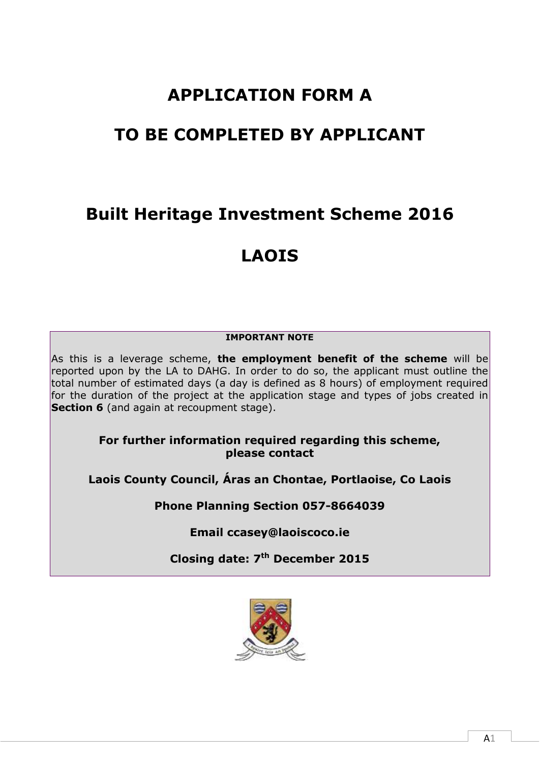# APPLICATION FORM A

# TO BE COMPLETED BY APPLICANT

# Built Heritage Investment Scheme 2016

# LAOIS

**IMPORTANT NOTE**

As this is a leverage scheme, **the employment benefit of the scheme** will be reported upon by the LA to DAHG. In order to do so, the applicant must outline the total number of estimated days (a day is defined as 8 hours) of employment required for the duration of the project at the application stage and types of jobs created in **Section 6** (and again at recoupment stage).

**For further information required regarding this scheme, please contact**

**Laois County Council, Áras an Chontae, Portlaoise, Co Laois**

**Phone Planning Section 057-8664039**

**Email ccasey@laoiscoco.ie**

**Closing date: 7th December 2015**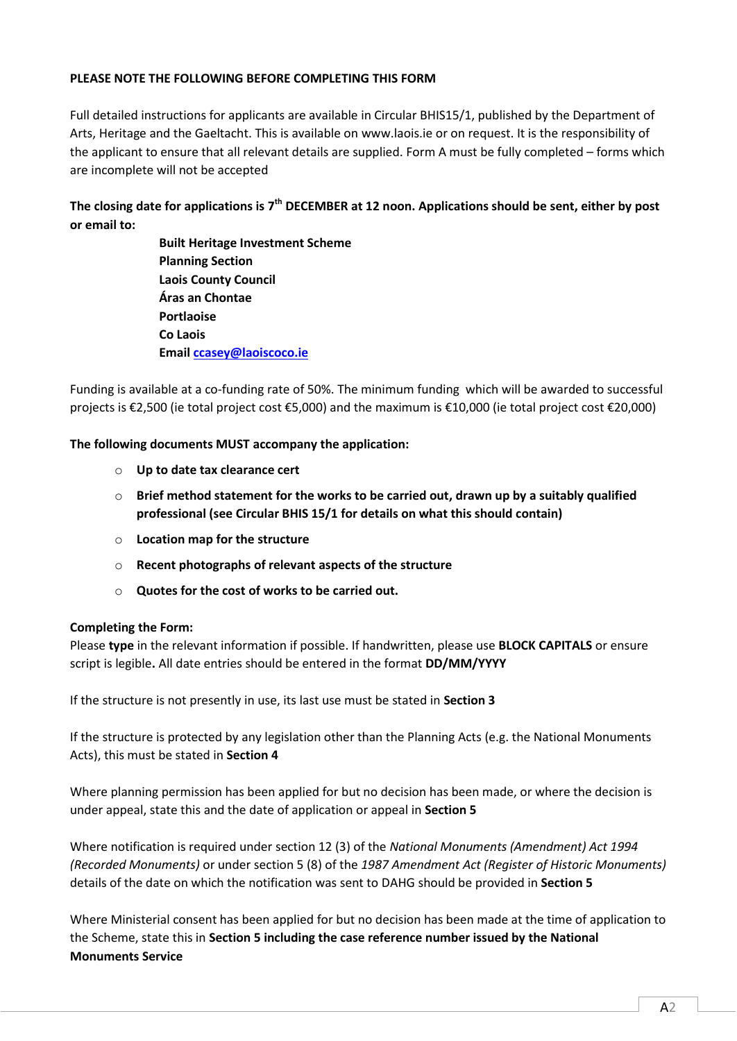**PLEASE NOTE THE FOLLOWING BEFORE COMPLETING THIS FORM**

Full detailed instructions for applicants are available in Circular BHIS15/1, published by the Department of Arts, Heritage and the Gaeltacht. This is available on www.laois.ie or on request. It is the responsibility of the applicant to ensure that all relevant details are supplied. Form A must be fully completed – forms which are incomplete will not be accepted

**The closing date for applications is 7th DECEMBER at 12 noon. Applications should be sent, either by post or email to:**

> **Built Heritage Investment Scheme**
> **Planning Section**
> **Laois County Council**
> **Áras an Chontae**
> **Portlaoise**
> **Co Laois**
> **Email ccasey@laoiscoco.ie**

Funding is available at a co-funding rate of 50%. The minimum funding which will be awarded to successful projects is €2,500 (ie total project cost €5,000) and the maximum is €10,000 (ie total project cost €20,000)

**The following documents MUST accompany the application:**

- **Up to date tax clearance cert**
- **Brief method statement for the works to be carried out, drawn up by a suitably qualified professional (see Circular BHIS 15/1 for details on what this should contain)**
- **Location map for the structure**
- **Recent photographs of relevant aspects of the structure**
- **Quotes for the cost of works to be carried out.**

**Completing the Form:**
Please **type** in the relevant information if possible. If handwritten, please use **BLOCK CAPITALS** or ensure script is legible**.** All date entries should be entered in the format **DD/MM/YYYY**

If the structure is not presently in use, its last use must be stated in **Section 3**

If the structure is protected by any legislation other than the Planning Acts (e.g. the National Monuments Acts), this must be stated in **Section 4**

Where planning permission has been applied for but no decision has been made, or where the decision is under appeal, state this and the date of application or appeal in **Section 5**

Where notification is required under section 12 (3) of the *National Monuments (Amendment) Act 1994 (Recorded Monuments)* or under section 5 (8) of the *1987 Amendment Act (Register of Historic Monuments)* details of the date on which the notification was sent to DAHG should be provided in **Section 5**

Where Ministerial consent has been applied for but no decision has been made at the time of application to the Scheme, state this in **Section 5 including the case reference number issued by the National Monuments Service**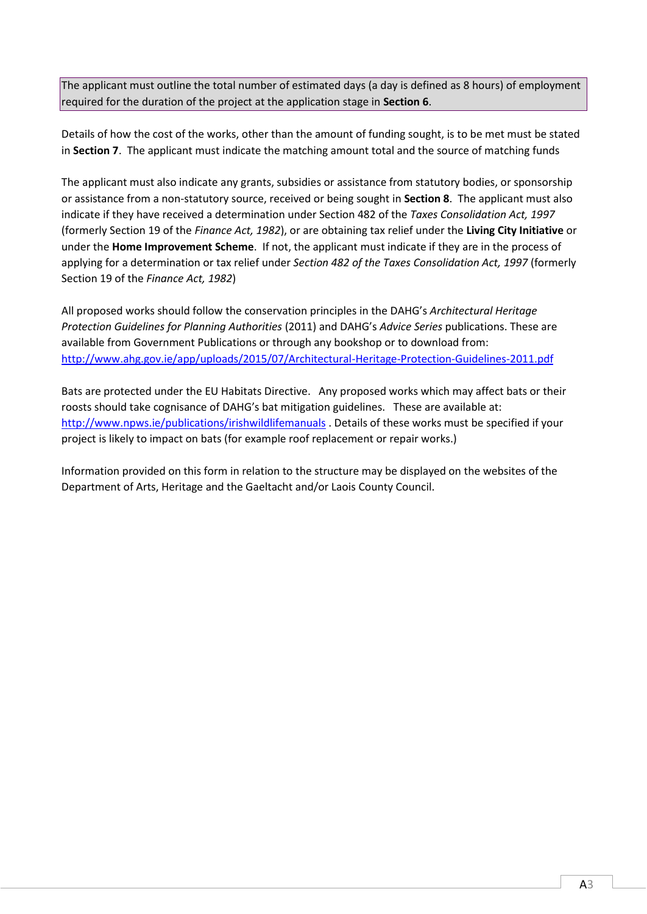The applicant must outline the total number of estimated days (a day is defined as 8 hours) of employment required for the duration of the project at the application stage in **Section 6**.

Details of how the cost of the works, other than the amount of funding sought, is to be met must be stated in **Section 7**. The applicant must indicate the matching amount total and the source of matching funds

The applicant must also indicate any grants, subsidies or assistance from statutory bodies, or sponsorship or assistance from a non-statutory source, received or being sought in **Section 8**. The applicant must also indicate if they have received a determination under Section 482 of the *Taxes Consolidation Act, 1997* (formerly Section 19 of the *Finance Act, 1982*), or are obtaining tax relief under the **Living City Initiative** or under the **Home Improvement Scheme**. If not, the applicant must indicate if they are in the process of applying for a determination or tax relief under *Section 482 of the Taxes Consolidation Act, 1997* (formerly Section 19 of the *Finance Act, 1982*)

All proposed works should follow the conservation principles in the DAHG's *Architectural Heritage Protection Guidelines for Planning Authorities* (2011) and DAHG's *Advice Series* publications. These are available from Government Publications or through any bookshop or to download from: [http://www.ahg.gov.ie/app/uploads/2015/07/Architectural-Heritage-Protection-Guidelines-2011.pdf](http://www.ahg.gov.ie/app/uploads/2015/07/Architectural-Heritage-Protection-Guidelines-2011.pdf)

Bats are protected under the EU Habitats Directive. Any proposed works which may affect bats or their roosts should take cognisance of DAHG's bat mitigation guidelines. These are available at: [http://www.npws.ie/publications/irishwildlifemanuals](http://www.npws.ie/publications/irishwildlifemanuals) . Details of these works must be specified if your project is likely to impact on bats (for example roof replacement or repair works.)

Information provided on this form in relation to the structure may be displayed on the websites of the Department of Arts, Heritage and the Gaeltacht and/or Laois County Council.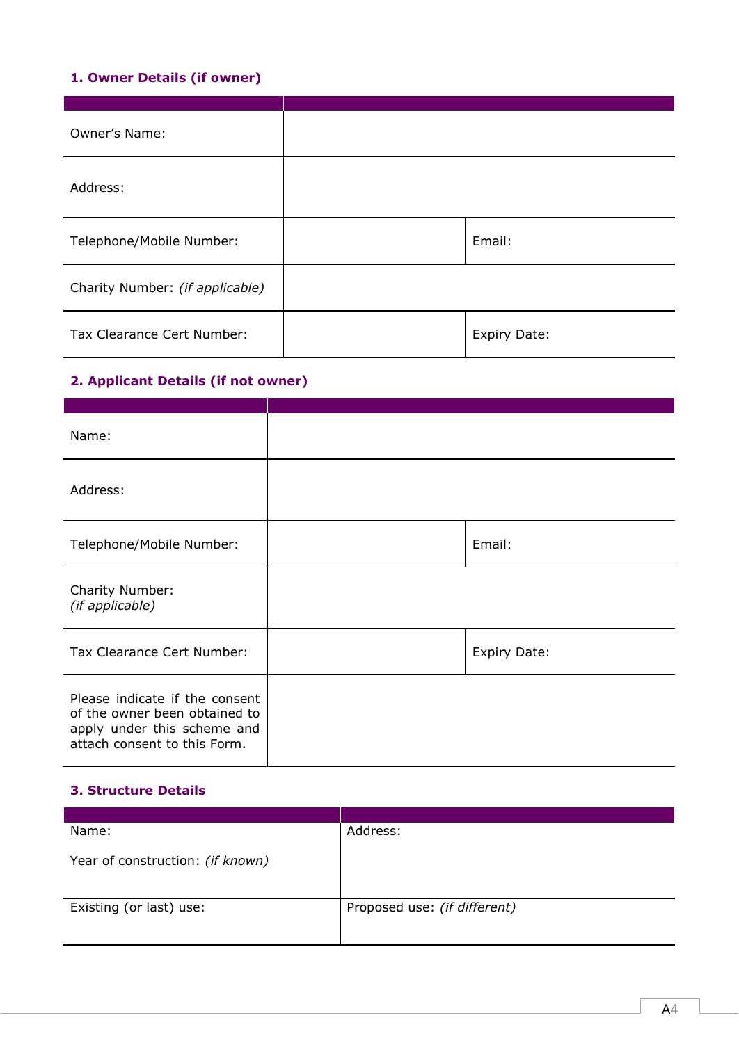### 1. Owner Details (if owner)

| | | | |
|---|---|---|---|
| Owner's Name: | | | |
| Address: | | | |
| Telephone/Mobile Number: | | Email: | |
| Charity Number: *(if applicable)* | | | |
| Tax Clearance Cert Number: | | Expiry Date: | |

### 2. Applicant Details (if not owner)

| | | | |
|---|---|---|---|
| Name: | | | |
| Address: | | | |
| Telephone/Mobile Number: | | Email: | |
| Charity Number: *(if applicable)* | | | |
| Tax Clearance Cert Number: | | Expiry Date: | |
| Please indicate if the consent of the owner been obtained to apply under this scheme and attach consent to this Form. | | | |

### 3. Structure Details

| | |
|---|---|
| Name:<br><br>Year of construction: *(if known)* | Address: |
| Existing (or last) use: | Proposed use: *(if different)* |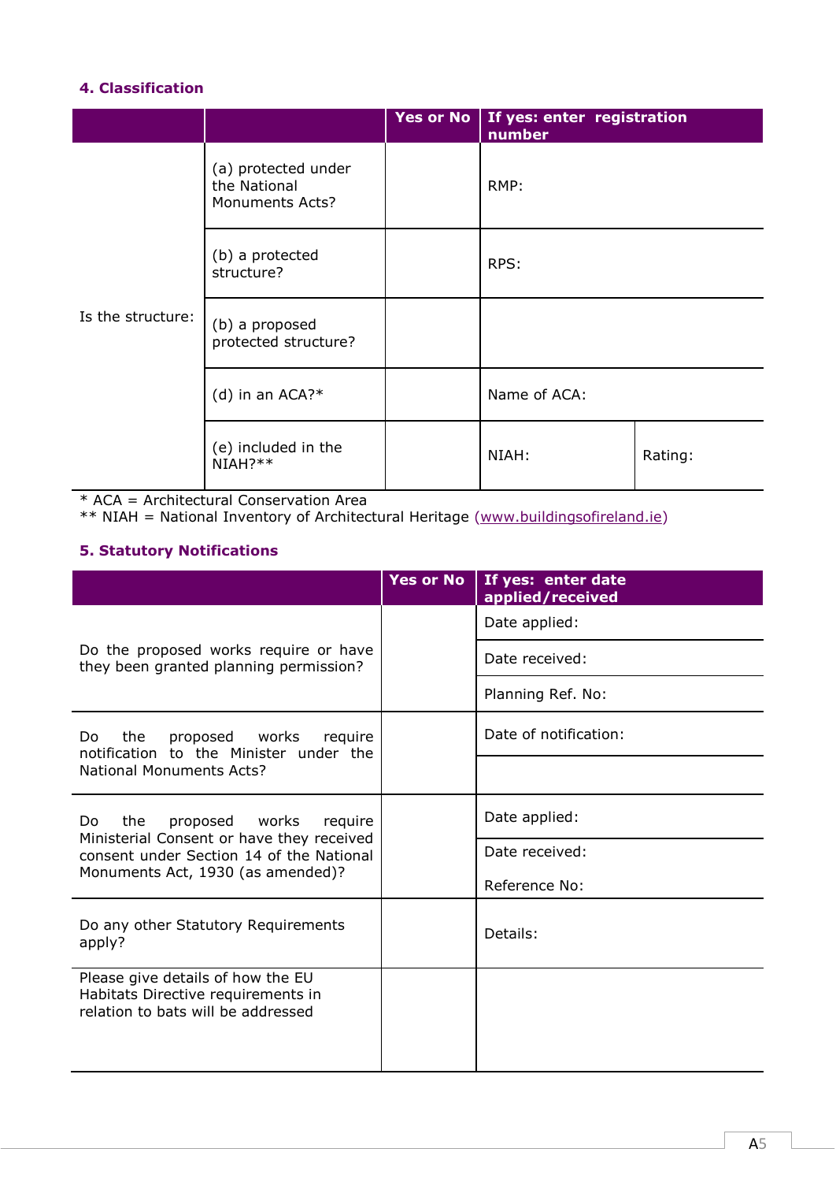### 4. Classification

| | | Yes or No | If yes: enter registration number | |
|---|---|---|---|---|
| Is the structure: | (a) protected under the National Monuments Acts? | | RMP: | |
| | (b) a protected structure? | | RPS: | |
| | (b) a proposed protected structure? | | | |
| | (d) in an ACA?* | | Name of ACA: | |
| | (e) included in the NIAH?** | | NIAH: | Rating: |

* ACA = Architectural Conservation Area
** NIAH = National Inventory of Architectural Heritage (www.buildingsofireland.ie)

### 5. Statutory Notifications

| | Yes or No | If yes: enter date applied/received |
|---|---|---|
| Do the proposed works require or have they been granted planning permission? | | Date applied: |
| | | Date received: |
| | | Planning Ref. No: |
| Do the proposed works require notification to the Minister under the National Monuments Acts? | | Date of notification: |
| | | |
| Do the proposed works require Ministerial Consent or have they received consent under Section 14 of the National Monuments Act, 1930 (as amended)? | | Date applied: |
| | | Date received: Reference No: |
| Do any other Statutory Requirements apply? | | Details: |
| Please give details of how the EU Habitats Directive requirements in relation to bats will be addressed | | |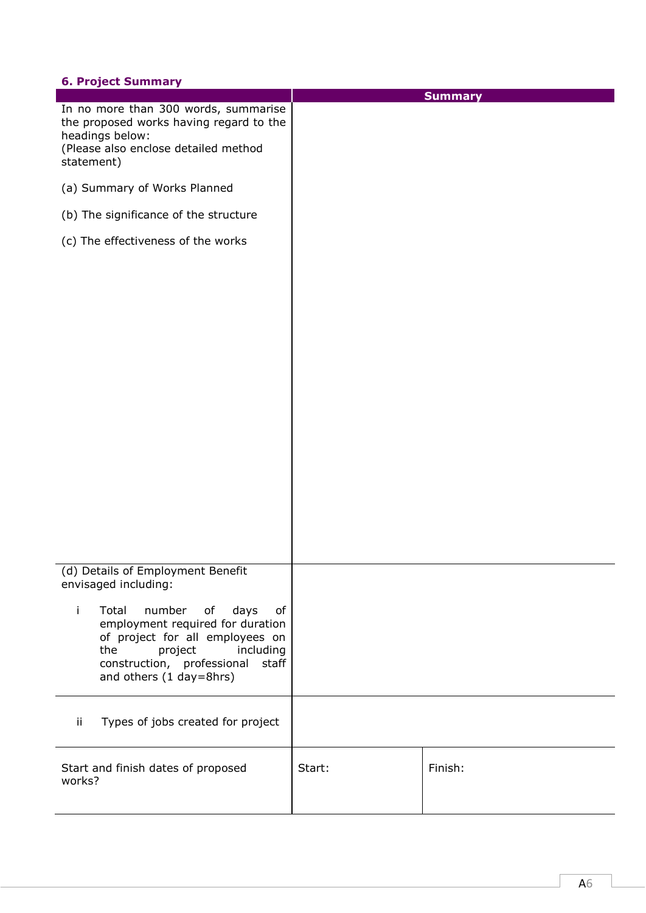### 6. Project Summary

| | Summary | |
|---|---|---|
| In no more than 300 words, summarise the proposed works having regard to the headings below:<br>(Please also enclose detailed method statement)<br><br>(a) Summary of Works Planned<br><br>(b) The significance of the structure<br><br>(c) The effectiveness of the works | | |
| (d) Details of Employment Benefit envisaged including:<br><br>i Total number of days of employment required for duration of project for all employees on the project including construction, professional staff and others (1 day=8hrs) | | |
| ii Types of jobs created for project | | |
| Start and finish dates of proposed works? | Start: | Finish: |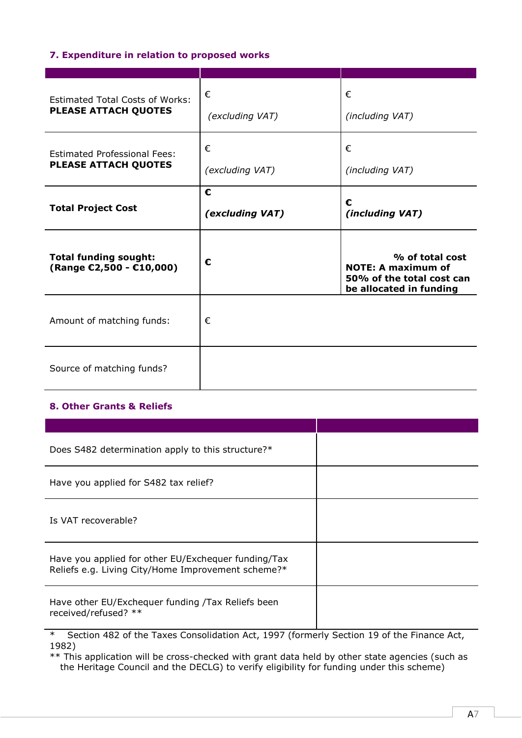## 7. Expenditure in relation to proposed works

| | | |
|---|---|---|
| Estimated Total Costs of Works: **PLEASE ATTACH QUOTES** | € *(excluding VAT)* | € *(including VAT)* |
| Estimated Professional Fees: **PLEASE ATTACH QUOTES** | € *(excluding VAT)* | € *(including VAT)* |
| **Total Project Cost** | **€** ***(excluding VAT)*** | **€** ***(including VAT)*** |
| **Total funding sought: (Range €2,500 - €10,000)** | **€** | **% of total cost NOTE: A maximum of 50% of the total cost can be allocated in funding** |
| Amount of matching funds: | € | |
| Source of matching funds? | | |

## 8. Other Grants & Reliefs

| | |
|---|---|
| Does S482 determination apply to this structure?* | |
| Have you applied for S482 tax relief? | |
| Is VAT recoverable? | |
| Have you applied for other EU/Exchequer funding/Tax Reliefs e.g. Living City/Home Improvement scheme?* | |
| Have other EU/Exchequer funding /Tax Reliefs been received/refused? ** | |

\* Section 482 of the Taxes Consolidation Act, 1997 (formerly Section 19 of the Finance Act, 1982)

** This application will be cross-checked with grant data held by other state agencies (such as the Heritage Council and the DECLG) to verify eligibility for funding under this scheme)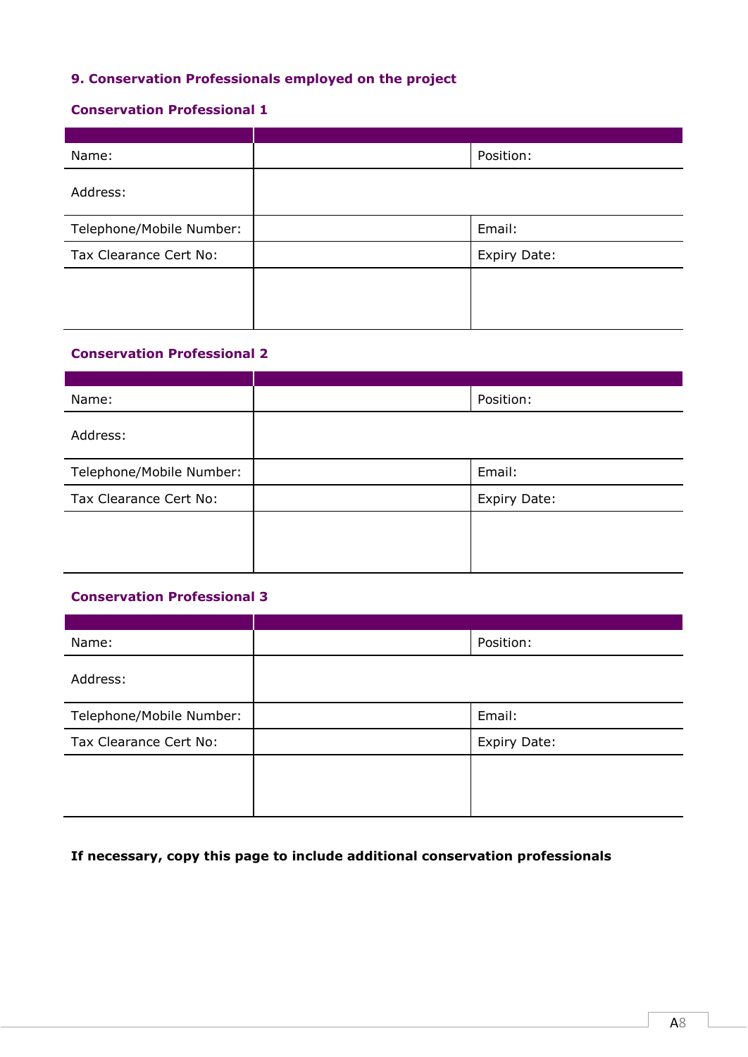## 9. Conservation Professionals employed on the project

### Conservation Professional 1

| | | |
|---|---|---|
| Name: | | Position: |
| Address: | | |
| Telephone/Mobile Number: | | Email: |
| Tax Clearance Cert No: | | Expiry Date: |
| | | |

### Conservation Professional 2

| | | |
|---|---|---|
| Name: | | Position: |
| Address: | | |
| Telephone/Mobile Number: | | Email: |
| Tax Clearance Cert No: | | Expiry Date: |
| | | |

### Conservation Professional 3

| | | |
|---|---|---|
| Name: | | Position: |
| Address: | | |
| Telephone/Mobile Number: | | Email: |
| Tax Clearance Cert No: | | Expiry Date: |
| | | |

**If necessary, copy this page to include additional conservation professionals**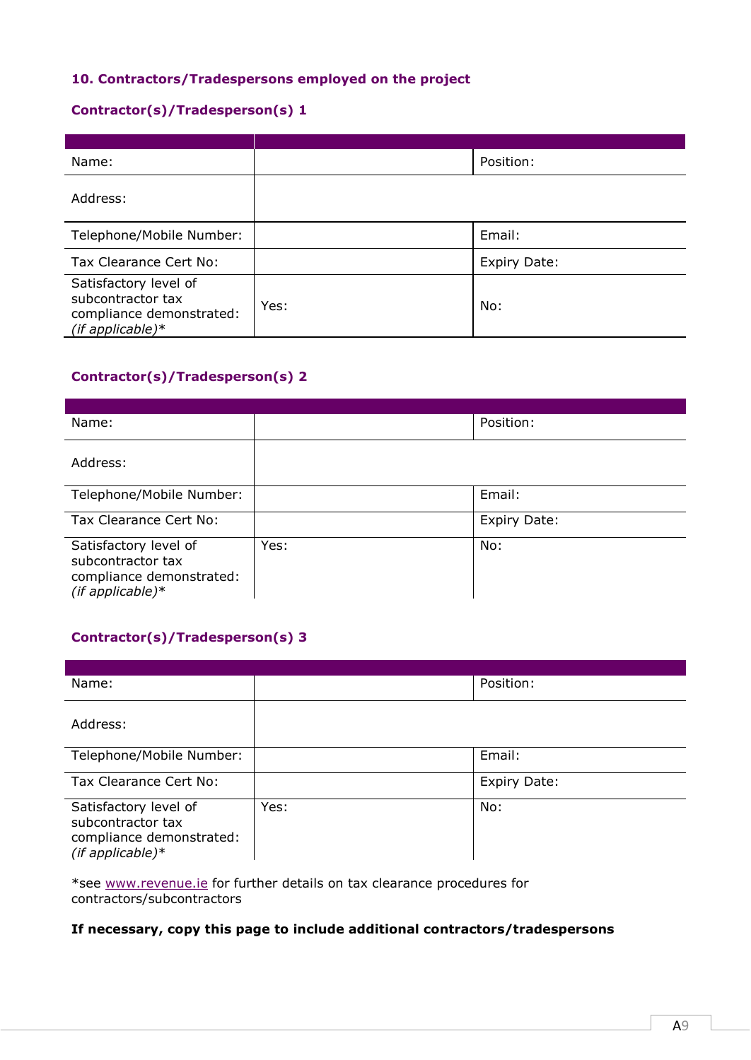### 10. Contractors/Tradespersons employed on the project

#### Contractor(s)/Tradesperson(s) 1

| | | |
|---|---|---|
| Name: | | Position: |
| Address: | | |
| Telephone/Mobile Number: | | Email: |
| Tax Clearance Cert No: | | Expiry Date: |
| Satisfactory level of subcontractor tax compliance demonstrated: *(if applicable)** | Yes: | No: |

#### Contractor(s)/Tradesperson(s) 2

| | | |
|---|---|---|
| Name: | | Position: |
| Address: | | |
| Telephone/Mobile Number: | | Email: |
| Tax Clearance Cert No: | | Expiry Date: |
| Satisfactory level of subcontractor tax compliance demonstrated: *(if applicable)** | Yes: | No: |

#### Contractor(s)/Tradesperson(s) 3

| | | |
|---|---|---|
| Name: | | Position: |
| Address: | | |
| Telephone/Mobile Number: | | Email: |
| Tax Clearance Cert No: | | Expiry Date: |
| Satisfactory level of subcontractor tax compliance demonstrated: *(if applicable)** | Yes: | No: |

*see www.revenue.ie for further details on tax clearance procedures for contractors/subcontractors

**If necessary, copy this page to include additional contractors/tradespersons**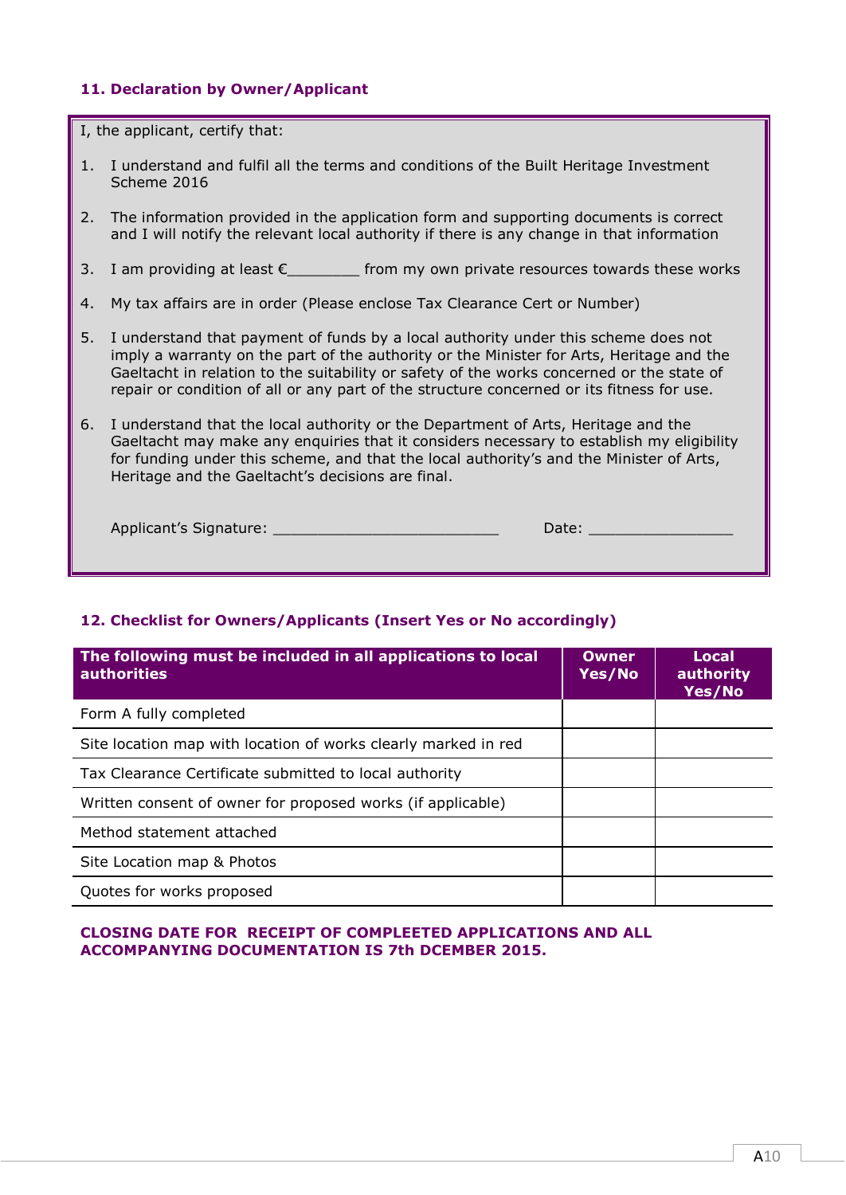### 11. Declaration by Owner/Applicant

I, the applicant, certify that:

1. I understand and fulfil all the terms and conditions of the Built Heritage Investment Scheme 2016
2. The information provided in the application form and supporting documents is correct and I will notify the relevant local authority if there is any change in that information
3. I am providing at least €________ from my own private resources towards these works
4. My tax affairs are in order (Please enclose Tax Clearance Cert or Number)
5. I understand that payment of funds by a local authority under this scheme does not imply a warranty on the part of the authority or the Minister for Arts, Heritage and the Gaeltacht in relation to the suitability or safety of the works concerned or the state of repair or condition of all or any part of the structure concerned or its fitness for use.
6. I understand that the local authority or the Department of Arts, Heritage and the Gaeltacht may make any enquiries that it considers necessary to establish my eligibility for funding under this scheme, and that the local authority's and the Minister of Arts, Heritage and the Gaeltacht's decisions are final.

Applicant's Signature: __________________________ Date: ________________

### 12. Checklist for Owners/Applicants (Insert Yes or No accordingly)

| The following must be included in all applications to local authorities | Owner Yes/No | Local authority Yes/No |
|---|---|---|
| Form A fully completed | | |
| Site location map with location of works clearly marked in red | | |
| Tax Clearance Certificate submitted to local authority | | |
| Written consent of owner for proposed works (if applicable) | | |
| Method statement attached | | |
| Site Location map & Photos | | |
| Quotes for works proposed | | |

**CLOSING DATE FOR RECEIPT OF COMPLEETED APPLICATIONS AND ALL ACCOMPANYING DOCUMENTATION IS 7th DCEMBER 2015.**